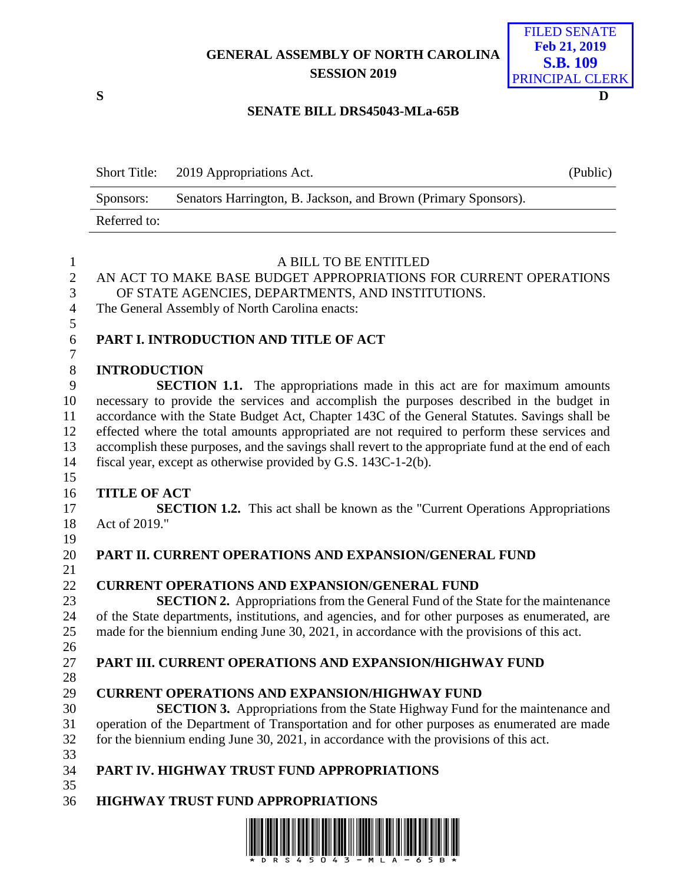GENERAL ASSEMBLY OF NORTH CAROLINA
SESSION 2019

FILED SENATE
Feb 21, 2019
**S.B. 109**
PRINCIPAL CLERK

S D

**SENATE BILL DRS45043-MLa-65B**

| Short Title: | 2019 Appropriations Act. | (Public) |
|---|---|---|
| Sponsors: | Senators Harrington, B. Jackson, and Brown (Primary Sponsors). | |
| Referred to: | | |

A BILL TO BE ENTITLED

AN ACT TO MAKE BASE BUDGET APPROPRIATIONS FOR CURRENT OPERATIONS OF STATE AGENCIES, DEPARTMENTS, AND INSTITUTIONS.

The General Assembly of North Carolina enacts:

## PART I. INTRODUCTION AND TITLE OF ACT

### INTRODUCTION

**SECTION 1.1.** The appropriations made in this act are for maximum amounts necessary to provide the services and accomplish the purposes described in the budget in accordance with the State Budget Act, Chapter 143C of the General Statutes. Savings shall be effected where the total amounts appropriated are not required to perform these services and accomplish these purposes, and the savings shall revert to the appropriate fund at the end of each fiscal year, except as otherwise provided by G.S. 143C-1-2(b).

### TITLE OF ACT

**SECTION 1.2.** This act shall be known as the "Current Operations Appropriations Act of 2019."

## PART II. CURRENT OPERATIONS AND EXPANSION/GENERAL FUND

### CURRENT OPERATIONS AND EXPANSION/GENERAL FUND

**SECTION 2.** Appropriations from the General Fund of the State for the maintenance of the State departments, institutions, and agencies, and for other purposes as enumerated, are made for the biennium ending June 30, 2021, in accordance with the provisions of this act.

## PART III. CURRENT OPERATIONS AND EXPANSION/HIGHWAY FUND

### CURRENT OPERATIONS AND EXPANSION/HIGHWAY FUND

**SECTION 3.** Appropriations from the State Highway Fund for the maintenance and operation of the Department of Transportation and for other purposes as enumerated are made for the biennium ending June 30, 2021, in accordance with the provisions of this act.

## PART IV. HIGHWAY TRUST FUND APPROPRIATIONS

### HIGHWAY TRUST FUND APPROPRIATIONS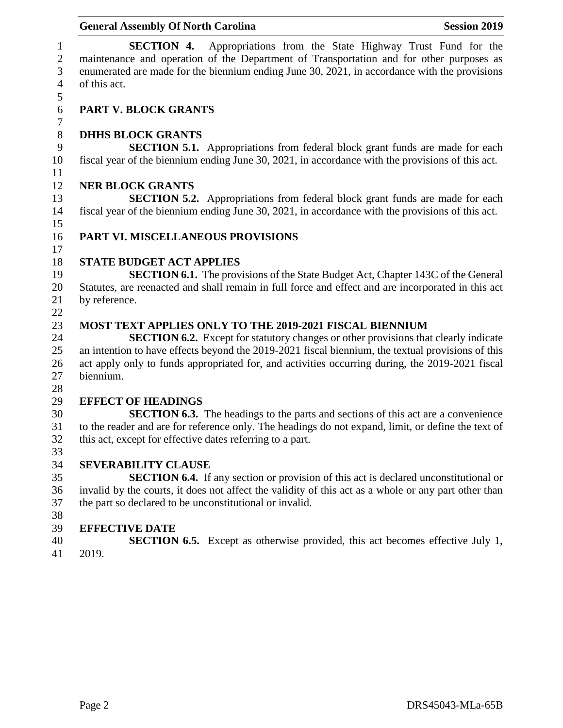**SECTION 4.** Appropriations from the State Highway Trust Fund for the maintenance and operation of the Department of Transportation and for other purposes as enumerated are made for the biennium ending June 30, 2021, in accordance with the provisions of this act.

## PART V. BLOCK GRANTS

### DHHS BLOCK GRANTS

**SECTION 5.1.** Appropriations from federal block grant funds are made for each fiscal year of the biennium ending June 30, 2021, in accordance with the provisions of this act.

### NER BLOCK GRANTS

**SECTION 5.2.** Appropriations from federal block grant funds are made for each fiscal year of the biennium ending June 30, 2021, in accordance with the provisions of this act.

## PART VI. MISCELLANEOUS PROVISIONS

### STATE BUDGET ACT APPLIES

**SECTION 6.1.** The provisions of the State Budget Act, Chapter 143C of the General Statutes, are reenacted and shall remain in full force and effect and are incorporated in this act by reference.

### MOST TEXT APPLIES ONLY TO THE 2019-2021 FISCAL BIENNIUM

**SECTION 6.2.** Except for statutory changes or other provisions that clearly indicate an intention to have effects beyond the 2019-2021 fiscal biennium, the textual provisions of this act apply only to funds appropriated for, and activities occurring during, the 2019-2021 fiscal biennium.

### EFFECT OF HEADINGS

**SECTION 6.3.** The headings to the parts and sections of this act are a convenience to the reader and are for reference only. The headings do not expand, limit, or define the text of this act, except for effective dates referring to a part.

### SEVERABILITY CLAUSE

**SECTION 6.4.** If any section or provision of this act is declared unconstitutional or invalid by the courts, it does not affect the validity of this act as a whole or any part other than the part so declared to be unconstitutional or invalid.

### EFFECTIVE DATE

**SECTION 6.5.** Except as otherwise provided, this act becomes effective July 1, 2019.